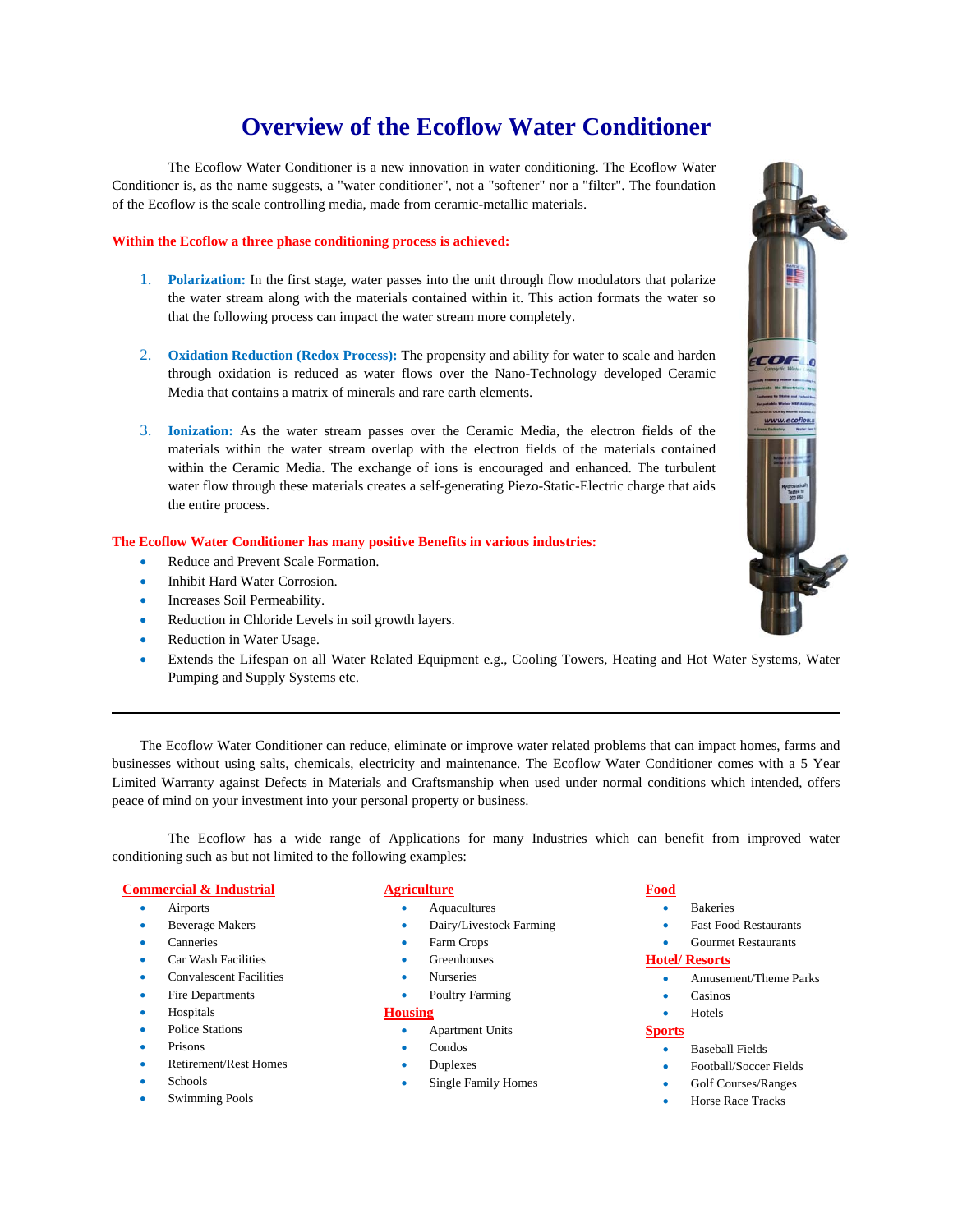# Overview of the Ecoflow Water Conditioner

The Ecoflow Water Conditioner is a new innovation in water conditioning. The Ecoflow Water Conditioner is, as the name suggests, a "water conditioner", not a "softener" nor a "filter". The foundation of the Ecoflow is the scale controlling media, made from ceramic-metallic materials.

**Within the Ecoflow a three phase conditioning process is achieved:**

1. **Polarization:** In the first stage, water passes into the unit through flow modulators that polarize the water stream along with the materials contained within it. This action formats the water so that the following process can impact the water stream more completely.

2. **Oxidation Reduction (Redox Process):** The propensity and ability for water to scale and harden through oxidation is reduced as water flows over the Nano-Technology developed Ceramic Media that contains a matrix of minerals and rare earth elements.

3. **Ionization:** As the water stream passes over the Ceramic Media, the electron fields of the materials within the water stream overlap with the electron fields of the materials contained within the Ceramic Media. The exchange of ions is encouraged and enhanced. The turbulent water flow through these materials creates a self-generating Piezo-Static-Electric charge that aids the entire process.

**The Ecoflow Water Conditioner has many positive Benefits in various industries:**

- Reduce and Prevent Scale Formation.
- Inhibit Hard Water Corrosion.
- Increases Soil Permeability.
- Reduction in Chloride Levels in soil growth layers.
- Reduction in Water Usage.
- Extends the Lifespan on all Water Related Equipment e.g., Cooling Towers, Heating and Hot Water Systems, Water Pumping and Supply Systems etc.

---

The Ecoflow Water Conditioner can reduce, eliminate or improve water related problems that can impact homes, farms and businesses without using salts, chemicals, electricity and maintenance. The Ecoflow Water Conditioner comes with a 5 Year Limited Warranty against Defects in Materials and Craftsmanship when used under normal conditions which intended, offers peace of mind on your investment into your personal property or business.

The Ecoflow has a wide range of Applications for many Industries which can benefit from improved water conditioning such as but not limited to the following examples:

**Commercial & Industrial**

- Airports
- Beverage Makers
- Canneries
- Car Wash Facilities
- Convalescent Facilities
- Fire Departments
- Hospitals
- Police Stations
- Prisons
- Retirement/Rest Homes
- Schools
- Swimming Pools

**Agriculture**

- Aquacultures
- Dairy/Livestock Farming
- Farm Crops
- Greenhouses
- Nurseries
- Poultry Farming

**Housing**

- Apartment Units
- Condos
- Duplexes
- Single Family Homes

**Food**

- Bakeries
- Fast Food Restaurants
- Gourmet Restaurants

**Hotel/ Resorts**

- Amusement/Theme Parks
- Casinos
- Hotels

**Sports**

- Baseball Fields
- Football/Soccer Fields
- Golf Courses/Ranges
- Horse Race Tracks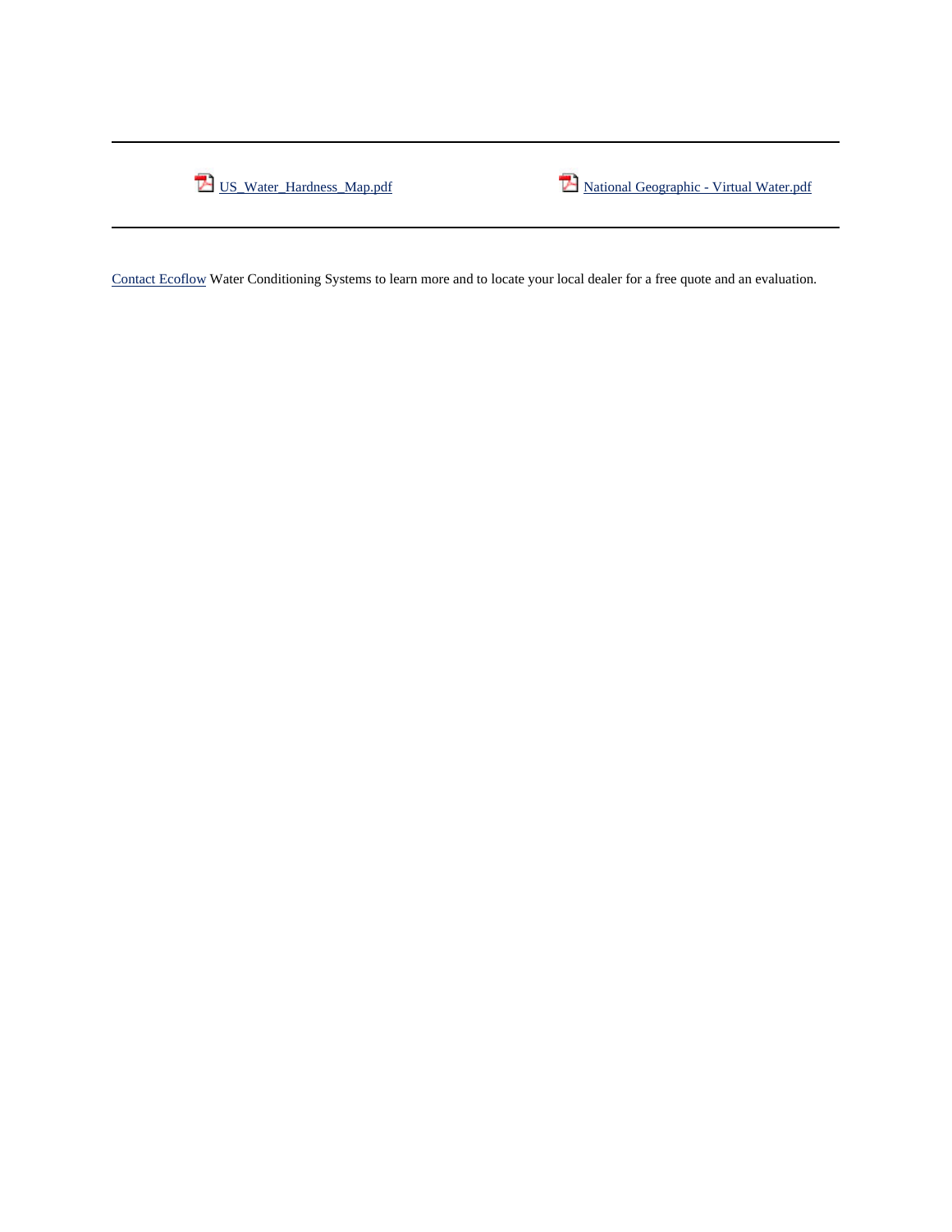---

US_Water_Hardness_Map.pdf　　　　National Geographic - Virtual Water.pdf

---

Contact Ecoflow Water Conditioning Systems to learn more and to locate your local dealer for a free quote and an evaluation.